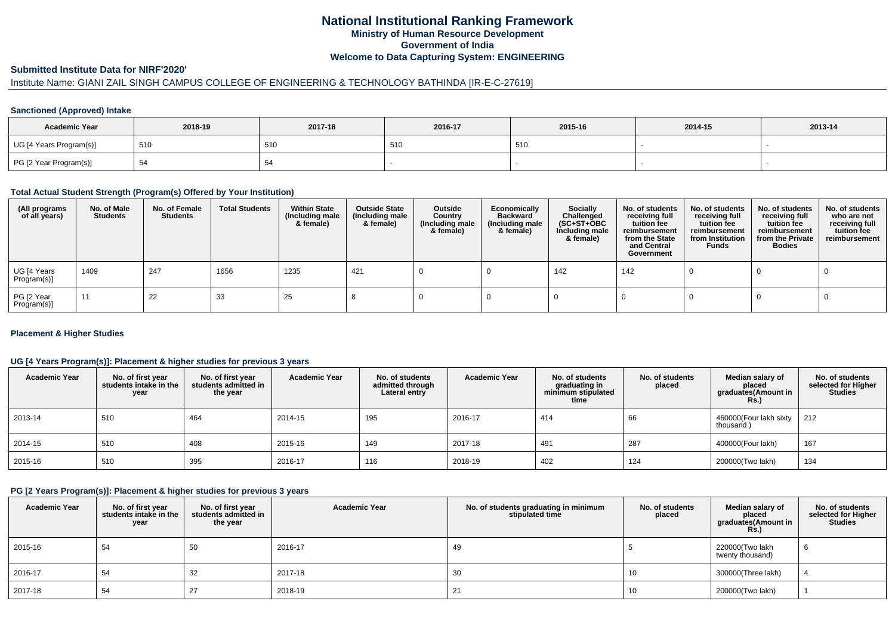# National Institutional Ranking Framework

**Ministry of Human Resource Development**

**Government of India**

**Welcome to Data Capturing System: ENGINEERING**

## Submitted Institute Data for NIRF'2020'

Institute Name: GIANI ZAIL SINGH CAMPUS COLLEGE OF ENGINEERING & TECHNOLOGY BATHINDA [IR-E-C-27619]

### Sanctioned (Approved) Intake

| Academic Year | 2018-19 | 2017-18 | 2016-17 | 2015-16 | 2014-15 | 2013-14 |
|---|---|---|---|---|---|---|
| UG [4 Years Program(s)] | 510 | 510 | 510 | 510 | - | - |
| PG [2 Year Program(s)] | 54 | 54 | - | - | - | - |

### Total Actual Student Strength (Program(s) Offered by Your Institution)

| (All programs of all years) | No. of Male Students | No. of Female Students | Total Students | Within State (Including male & female) | Outside State (Including male & female) | Outside Country (Including male & female) | Economically Backward (Including male & female) | Socially Challenged (SC+ST+OBC Including male & female) | No. of students receiving full tuition fee reimbursement from the State and Central Government | No. of students receiving full tuition fee reimbursement from Institution Funds | No. of students receiving full tuition fee reimbursement from the Private Bodies | No. of students who are not receiving full tuition fee reimbursement |
|---|---|---|---|---|---|---|---|---|---|---|---|---|
| UG [4 Years Program(s)] | 1409 | 247 | 1656 | 1235 | 421 | 0 | 0 | 142 | 142 | 0 | 0 | 0 |
| PG [2 Year Program(s)] | 11 | 22 | 33 | 25 | 8 | 0 | 0 | 0 | 0 | 0 | 0 | 0 |

### Placement & Higher Studies

### UG [4 Years Program(s)]: Placement & higher studies for previous 3 years

| Academic Year | No. of first year students intake in the year | No. of first year students admitted in the year | Academic Year | No. of students admitted through Lateral entry | Academic Year | No. of students graduating in minimum stipulated time | No. of students placed | Median salary of placed graduates(Amount in Rs.) | No. of students selected for Higher Studies |
|---|---|---|---|---|---|---|---|---|---|
| 2013-14 | 510 | 464 | 2014-15 | 195 | 2016-17 | 414 | 66 | 460000(Four lakh sixty thousand ) | 212 |
| 2014-15 | 510 | 408 | 2015-16 | 149 | 2017-18 | 491 | 287 | 400000(Four lakh) | 167 |
| 2015-16 | 510 | 395 | 2016-17 | 116 | 2018-19 | 402 | 124 | 200000(Two lakh) | 134 |

### PG [2 Years Program(s)]: Placement & higher studies for previous 3 years

| Academic Year | No. of first year students intake in the year | No. of first year students admitted in the year | Academic Year | No. of students graduating in minimum stipulated time | No. of students placed | Median salary of placed graduates(Amount in Rs.) | No. of students selected for Higher Studies |
|---|---|---|---|---|---|---|---|
| 2015-16 | 54 | 50 | 2016-17 | 49 | 5 | 220000(Two lakh twenty thousand) | 6 |
| 2016-17 | 54 | 32 | 2017-18 | 30 | 10 | 300000(Three lakh) | 4 |
| 2017-18 | 54 | 27 | 2018-19 | 21 | 10 | 200000(Two lakh) | 1 |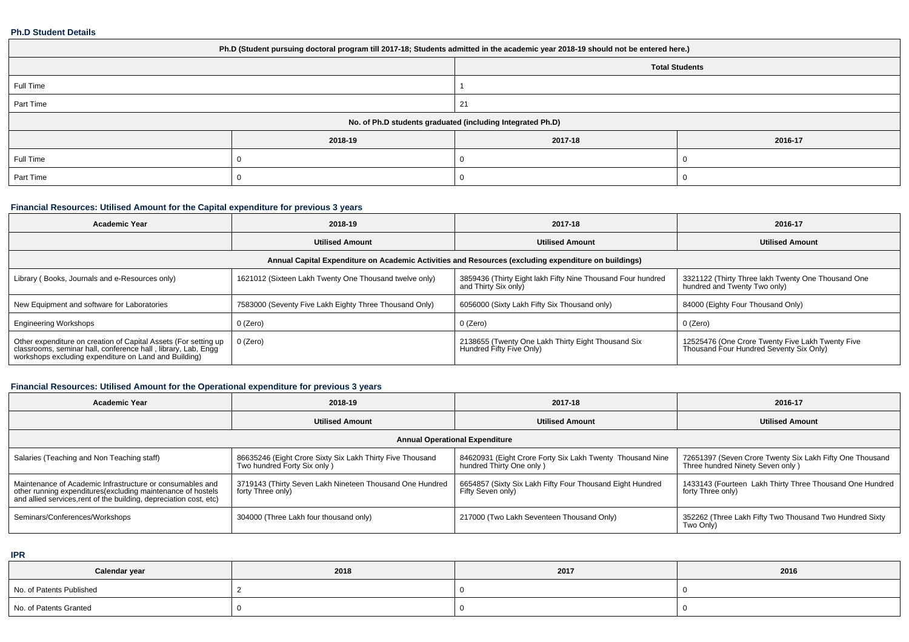**Ph.D Student Details**

| Ph.D (Student pursuing doctoral program till 2017-18; Students admitted in the academic year 2018-19 should not be entered here.) | | | |
|---|---|---|---|
| | | Total Students | |
| Full Time | | 1 | |
| Part Time | | 21 | |
| No. of Ph.D students graduated (including Integrated Ph.D) | | | |
| | 2018-19 | 2017-18 | 2016-17 |
| Full Time | 0 | 0 | 0 |
| Part Time | 0 | 0 | 0 |

**Financial Resources: Utilised Amount for the Capital expenditure for previous 3 years**

| Academic Year | 2018-19 | 2017-18 | 2016-17 |
|---|---|---|---|
| | Utilised Amount | Utilised Amount | Utilised Amount |
| Annual Capital Expenditure on Academic Activities and Resources (excluding expenditure on buildings) | | | |
| Library ( Books, Journals and e-Resources only) | 1621012 (Sixteen Lakh Twenty One Thousand twelve only) | 3859436 (Thirty Eight lakh Fifty Nine Thousand Four hundred and Thirty Six only) | 3321122 (Thirty Three lakh Twenty One Thousand One hundred and Twenty Two only) |
| New Equipment and software for Laboratories | 7583000 (Seventy Five Lakh Eighty Three Thousand Only) | 6056000 (Sixty Lakh Fifty Six Thousand only) | 84000 (Eighty Four Thousand Only) |
| Engineering Workshops | 0 (Zero) | 0 (Zero) | 0 (Zero) |
| Other expenditure on creation of Capital Assets (For setting up classrooms, seminar hall, conference hall , library, Lab, Engg workshops excluding expenditure on Land and Building) | 0 (Zero) | 2138655 (Twenty One Lakh Thirty Eight Thousand Six Hundred Fifty Five Only) | 12525476 (One Crore Twenty Five Lakh Twenty Five Thousand Four Hundred Seventy Six Only) |

**Financial Resources: Utilised Amount for the Operational expenditure for previous 3 years**

| Academic Year | 2018-19 | 2017-18 | 2016-17 |
|---|---|---|---|
| | Utilised Amount | Utilised Amount | Utilised Amount |
| Annual Operational Expenditure | | | |
| Salaries (Teaching and Non Teaching staff) | 86635246 (Eight Crore Sixty Six Lakh Thirty Five Thousand Two hundred Forty Six only ) | 84620931 (Eight Crore Forty Six Lakh Twenty Thousand Nine hundred Thirty One only ) | 72651397 (Seven Crore Twenty Six Lakh Fifty One Thousand Three hundred Ninety Seven only ) |
| Maintenance of Academic Infrastructure or consumables and other running expenditures(excluding maintenance of hostels and allied services,rent of the building, depreciation cost, etc) | 3719143 (Thirty Seven Lakh Nineteen Thousand One Hundred forty Three only) | 6654857 (Sixty Six Lakh Fifty Four Thousand Eight Hundred Fifty Seven only) | 1433143 (Fourteen Lakh Thirty Three Thousand One Hundred forty Three only) |
| Seminars/Conferences/Workshops | 304000 (Three Lakh four thousand only) | 217000 (Two Lakh Seventeen Thousand Only) | 352262 (Three Lakh Fifty Two Thousand Two Hundred Sixty Two Only) |

**IPR**

| Calendar year | 2018 | 2017 | 2016 |
|---|---|---|---|
| No. of Patents Published | 2 | 0 | 0 |
| No. of Patents Granted | 0 | 0 | 0 |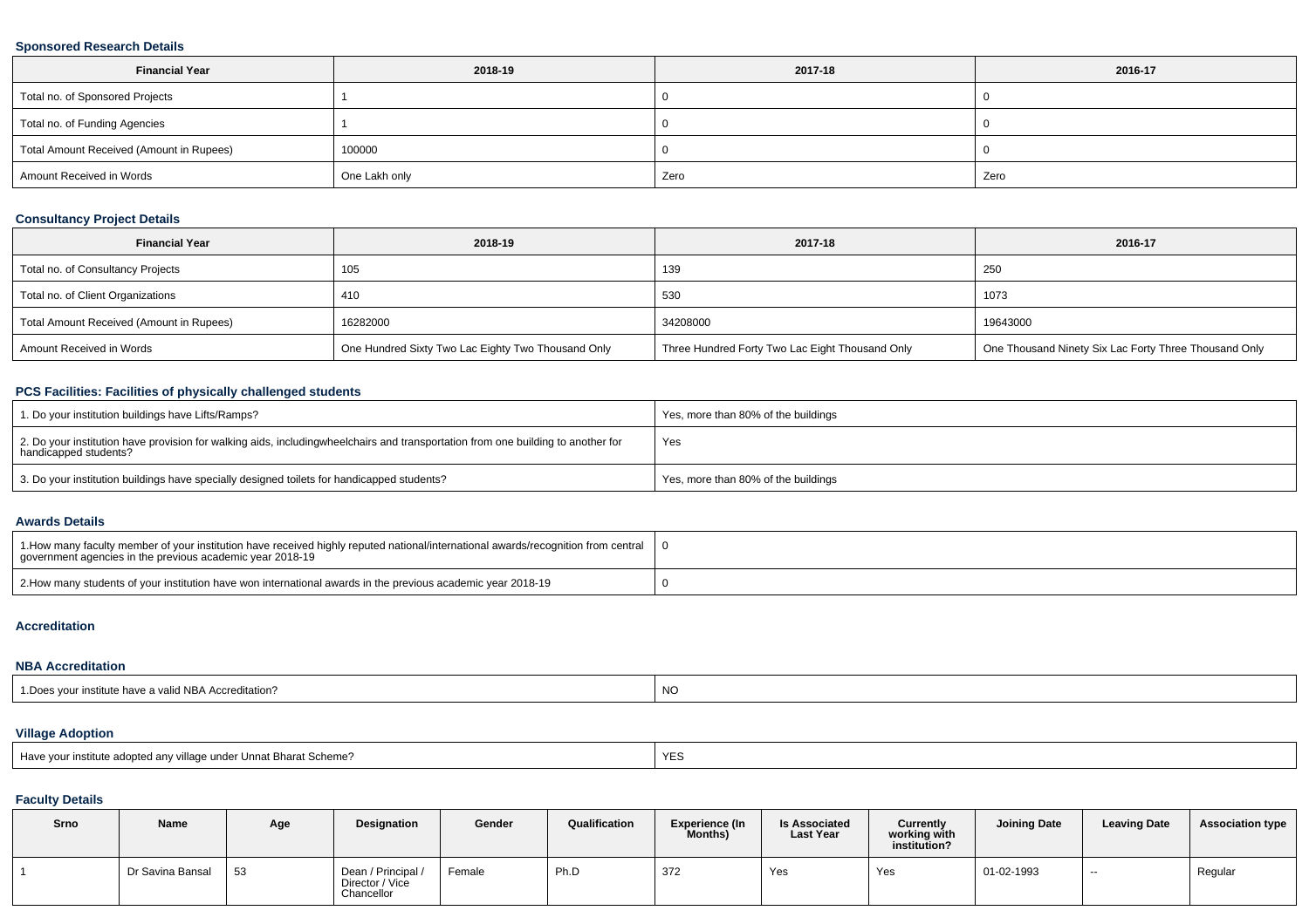### Sponsored Research Details

| Financial Year | 2018-19 | 2017-18 | 2016-17 |
|---|---|---|---|
| Total no. of Sponsored Projects | 1 | 0 | 0 |
| Total no. of Funding Agencies | 1 | 0 | 0 |
| Total Amount Received (Amount in Rupees) | 100000 | 0 | 0 |
| Amount Received in Words | One Lakh only | Zero | Zero |

### Consultancy Project Details

| Financial Year | 2018-19 | 2017-18 | 2016-17 |
|---|---|---|---|
| Total no. of Consultancy Projects | 105 | 139 | 250 |
| Total no. of Client Organizations | 410 | 530 | 1073 |
| Total Amount Received (Amount in Rupees) | 16282000 | 34208000 | 19643000 |
| Amount Received in Words | One Hundred Sixty Two Lac Eighty Two Thousand Only | Three Hundred Forty Two Lac Eight Thousand Only | One Thousand Ninety Six Lac Forty Three Thousand Only |

### PCS Facilities: Facilities of physically challenged students

| | |
|---|---|
| 1. Do your institution buildings have Lifts/Ramps? | Yes, more than 80% of the buildings |
| 2. Do your institution have provision for walking aids, includingwheelchairs and transportation from one building to another for handicapped students? | Yes |
| 3. Do your institution buildings have specially designed toilets for handicapped students? | Yes, more than 80% of the buildings |

### Awards Details

| | |
|---|---|
| 1.How many faculty member of your institution have received highly reputed national/international awards/recognition from central government agencies in the previous academic year 2018-19 | 0 |
| 2.How many students of your institution have won international awards in the previous academic year 2018-19 | 0 |

### Accreditation

### NBA Accreditation

| | |
|---|---|
| 1.Does your institute have a valid NBA Accreditation? | NO |

### Village Adoption

| | |
|---|---|
| Have your institute adopted any village under Unnat Bharat Scheme? | YES |

### Faculty Details

| Srno | Name | Age | Designation | Gender | Qualification | Experience (In Months) | Is Associated Last Year | Currently working with institution? | Joining Date | Leaving Date | Association type |
|---|---|---|---|---|---|---|---|---|---|---|---|
| 1 | Dr Savina Bansal | 53 | Dean / Principal / Director / Vice Chancellor | Female | Ph.D | 372 | Yes | Yes | 01-02-1993 | -- | Regular |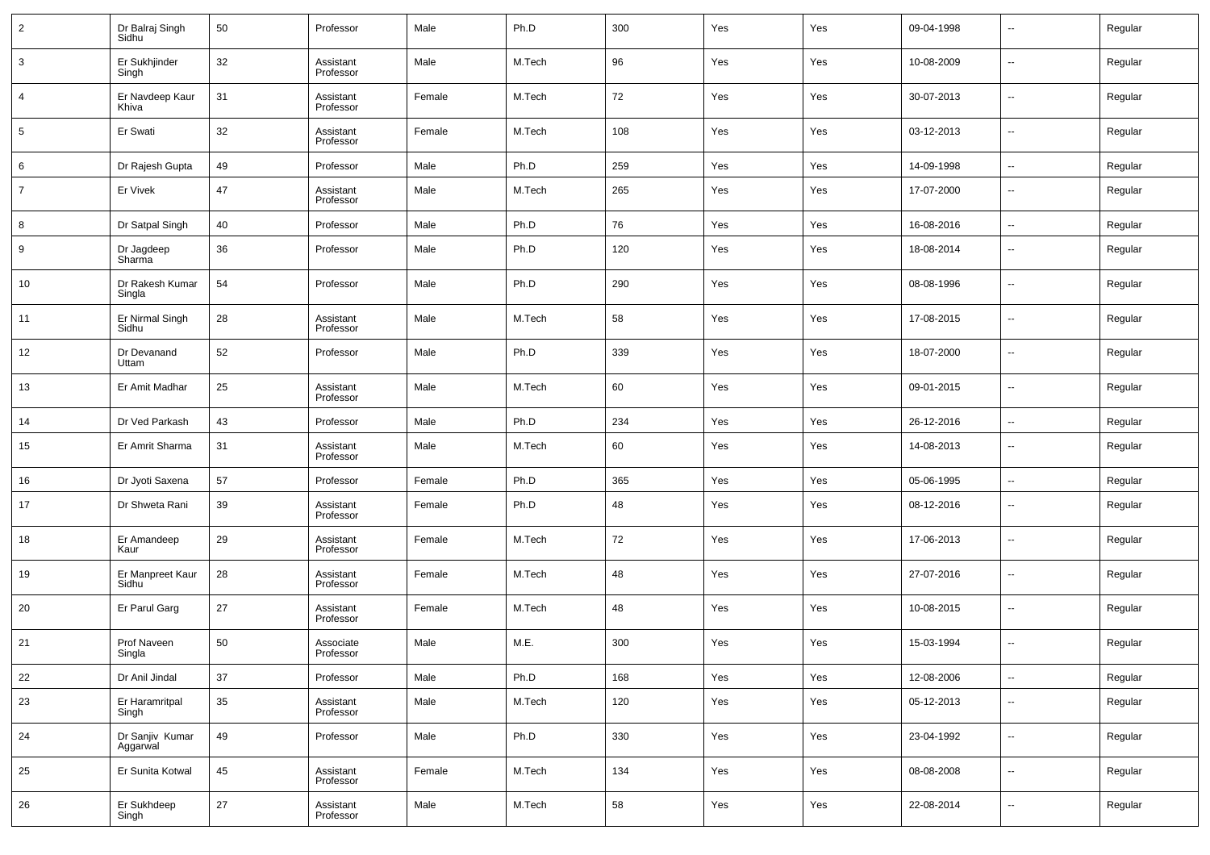| 2 | Dr Balraj Singh Sidhu | 50 | Professor | Male | Ph.D | 300 | Yes | Yes | 09-04-1998 | -- | Regular |
|---|---|---|---|---|---|---|---|---|---|---|---|
| 3 | Er Sukhjinder Singh | 32 | Assistant Professor | Male | M.Tech | 96 | Yes | Yes | 10-08-2009 | -- | Regular |
| 4 | Er Navdeep Kaur Khiva | 31 | Assistant Professor | Female | M.Tech | 72 | Yes | Yes | 30-07-2013 | -- | Regular |
| 5 | Er Swati | 32 | Assistant Professor | Female | M.Tech | 108 | Yes | Yes | 03-12-2013 | -- | Regular |
| 6 | Dr Rajesh Gupta | 49 | Professor | Male | Ph.D | 259 | Yes | Yes | 14-09-1998 | -- | Regular |
| 7 | Er Vivek | 47 | Assistant Professor | Male | M.Tech | 265 | Yes | Yes | 17-07-2000 | -- | Regular |
| 8 | Dr Satpal Singh | 40 | Professor | Male | Ph.D | 76 | Yes | Yes | 16-08-2016 | -- | Regular |
| 9 | Dr Jagdeep Sharma | 36 | Professor | Male | Ph.D | 120 | Yes | Yes | 18-08-2014 | -- | Regular |
| 10 | Dr Rakesh Kumar Singla | 54 | Professor | Male | Ph.D | 290 | Yes | Yes | 08-08-1996 | -- | Regular |
| 11 | Er Nirmal Singh Sidhu | 28 | Assistant Professor | Male | M.Tech | 58 | Yes | Yes | 17-08-2015 | -- | Regular |
| 12 | Dr Devanand Uttam | 52 | Professor | Male | Ph.D | 339 | Yes | Yes | 18-07-2000 | -- | Regular |
| 13 | Er Amit Madhar | 25 | Assistant Professor | Male | M.Tech | 60 | Yes | Yes | 09-01-2015 | -- | Regular |
| 14 | Dr Ved Parkash | 43 | Professor | Male | Ph.D | 234 | Yes | Yes | 26-12-2016 | -- | Regular |
| 15 | Er Amrit Sharma | 31 | Assistant Professor | Male | M.Tech | 60 | Yes | Yes | 14-08-2013 | -- | Regular |
| 16 | Dr Jyoti Saxena | 57 | Professor | Female | Ph.D | 365 | Yes | Yes | 05-06-1995 | -- | Regular |
| 17 | Dr Shweta Rani | 39 | Assistant Professor | Female | Ph.D | 48 | Yes | Yes | 08-12-2016 | -- | Regular |
| 18 | Er Amandeep Kaur | 29 | Assistant Professor | Female | M.Tech | 72 | Yes | Yes | 17-06-2013 | -- | Regular |
| 19 | Er Manpreet Kaur Sidhu | 28 | Assistant Professor | Female | M.Tech | 48 | Yes | Yes | 27-07-2016 | -- | Regular |
| 20 | Er Parul Garg | 27 | Assistant Professor | Female | M.Tech | 48 | Yes | Yes | 10-08-2015 | -- | Regular |
| 21 | Prof Naveen Singla | 50 | Associate Professor | Male | M.E. | 300 | Yes | Yes | 15-03-1994 | -- | Regular |
| 22 | Dr Anil Jindal | 37 | Professor | Male | Ph.D | 168 | Yes | Yes | 12-08-2006 | -- | Regular |
| 23 | Er Haramritpal Singh | 35 | Assistant Professor | Male | M.Tech | 120 | Yes | Yes | 05-12-2013 | -- | Regular |
| 24 | Dr Sanjiv Kumar Aggarwal | 49 | Professor | Male | Ph.D | 330 | Yes | Yes | 23-04-1992 | -- | Regular |
| 25 | Er Sunita Kotwal | 45 | Assistant Professor | Female | M.Tech | 134 | Yes | Yes | 08-08-2008 | -- | Regular |
| 26 | Er Sukhdeep Singh | 27 | Assistant Professor | Male | M.Tech | 58 | Yes | Yes | 22-08-2014 | -- | Regular |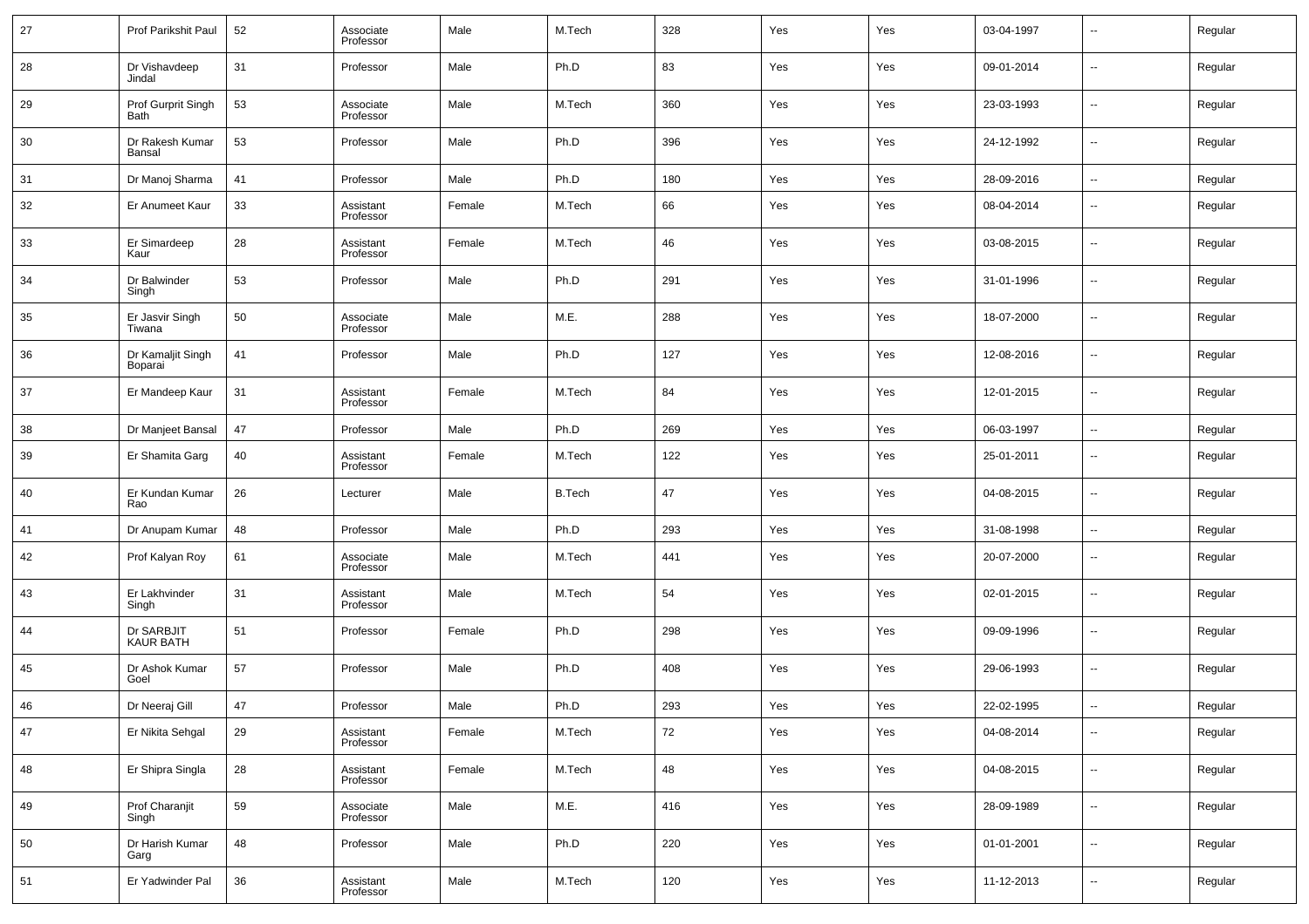| 27 | Prof Parikshit Paul | 52 | Associate Professor | Male | M.Tech | 328 | Yes | Yes | 03-04-1997 | -- | Regular |
|---|---|---|---|---|---|---|---|---|---|---|---|
| 28 | Dr Vishavdeep Jindal | 31 | Professor | Male | Ph.D | 83 | Yes | Yes | 09-01-2014 | -- | Regular |
| 29 | Prof Gurprit Singh Bath | 53 | Associate Professor | Male | M.Tech | 360 | Yes | Yes | 23-03-1993 | -- | Regular |
| 30 | Dr Rakesh Kumar Bansal | 53 | Professor | Male | Ph.D | 396 | Yes | Yes | 24-12-1992 | -- | Regular |
| 31 | Dr Manoj Sharma | 41 | Professor | Male | Ph.D | 180 | Yes | Yes | 28-09-2016 | -- | Regular |
| 32 | Er Anumeet Kaur | 33 | Assistant Professor | Female | M.Tech | 66 | Yes | Yes | 08-04-2014 | -- | Regular |
| 33 | Er Simardeep Kaur | 28 | Assistant Professor | Female | M.Tech | 46 | Yes | Yes | 03-08-2015 | -- | Regular |
| 34 | Dr Balwinder Singh | 53 | Professor | Male | Ph.D | 291 | Yes | Yes | 31-01-1996 | -- | Regular |
| 35 | Er Jasvir Singh Tiwana | 50 | Associate Professor | Male | M.E. | 288 | Yes | Yes | 18-07-2000 | -- | Regular |
| 36 | Dr Kamaljit Singh Boparai | 41 | Professor | Male | Ph.D | 127 | Yes | Yes | 12-08-2016 | -- | Regular |
| 37 | Er Mandeep Kaur | 31 | Assistant Professor | Female | M.Tech | 84 | Yes | Yes | 12-01-2015 | -- | Regular |
| 38 | Dr Manjeet Bansal | 47 | Professor | Male | Ph.D | 269 | Yes | Yes | 06-03-1997 | -- | Regular |
| 39 | Er Shamita Garg | 40 | Assistant Professor | Female | M.Tech | 122 | Yes | Yes | 25-01-2011 | -- | Regular |
| 40 | Er Kundan Kumar Rao | 26 | Lecturer | Male | B.Tech | 47 | Yes | Yes | 04-08-2015 | -- | Regular |
| 41 | Dr Anupam Kumar | 48 | Professor | Male | Ph.D | 293 | Yes | Yes | 31-08-1998 | -- | Regular |
| 42 | Prof Kalyan Roy | 61 | Associate Professor | Male | M.Tech | 441 | Yes | Yes | 20-07-2000 | -- | Regular |
| 43 | Er Lakhvinder Singh | 31 | Assistant Professor | Male | M.Tech | 54 | Yes | Yes | 02-01-2015 | -- | Regular |
| 44 | Dr SARBJIT KAUR BATH | 51 | Professor | Female | Ph.D | 298 | Yes | Yes | 09-09-1996 | -- | Regular |
| 45 | Dr Ashok Kumar Goel | 57 | Professor | Male | Ph.D | 408 | Yes | Yes | 29-06-1993 | -- | Regular |
| 46 | Dr Neeraj Gill | 47 | Professor | Male | Ph.D | 293 | Yes | Yes | 22-02-1995 | -- | Regular |
| 47 | Er Nikita Sehgal | 29 | Assistant Professor | Female | M.Tech | 72 | Yes | Yes | 04-08-2014 | -- | Regular |
| 48 | Er Shipra Singla | 28 | Assistant Professor | Female | M.Tech | 48 | Yes | Yes | 04-08-2015 | -- | Regular |
| 49 | Prof Charanjit Singh | 59 | Associate Professor | Male | M.E. | 416 | Yes | Yes | 28-09-1989 | -- | Regular |
| 50 | Dr Harish Kumar Garg | 48 | Professor | Male | Ph.D | 220 | Yes | Yes | 01-01-2001 | -- | Regular |
| 51 | Er Yadwinder Pal | 36 | Assistant Professor | Male | M.Tech | 120 | Yes | Yes | 11-12-2013 | -- | Regular |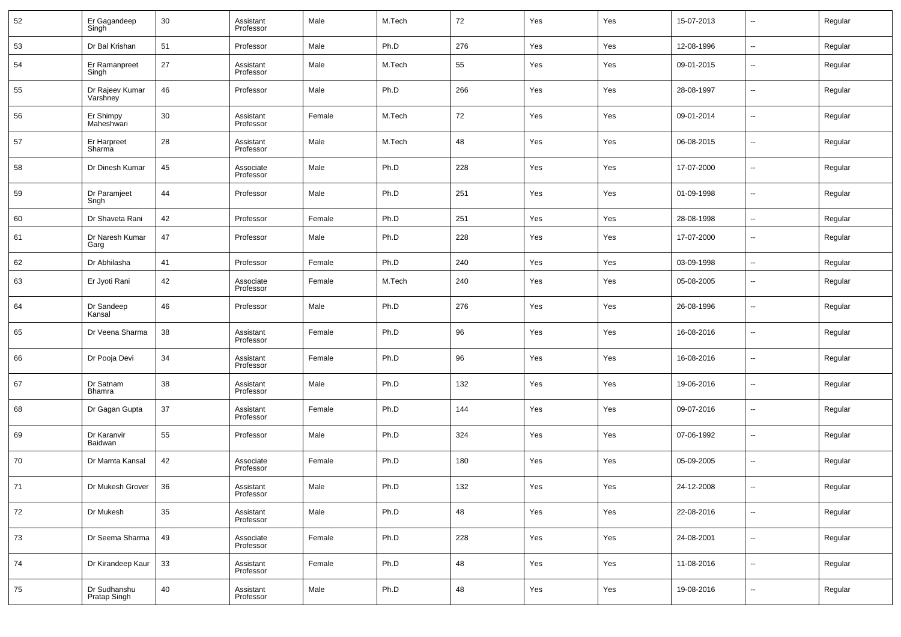| 52 | Er Gagandeep Singh | 30 | Assistant Professor | Male | M.Tech | 72 | Yes | Yes | 15-07-2013 | -- | Regular |
|---|---|---|---|---|---|---|---|---|---|---|---|
| 53 | Dr Bal Krishan | 51 | Professor | Male | Ph.D | 276 | Yes | Yes | 12-08-1996 | -- | Regular |
| 54 | Er Ramanpreet Singh | 27 | Assistant Professor | Male | M.Tech | 55 | Yes | Yes | 09-01-2015 | -- | Regular |
| 55 | Dr Rajeev Kumar Varshney | 46 | Professor | Male | Ph.D | 266 | Yes | Yes | 28-08-1997 | -- | Regular |
| 56 | Er Shimpy Maheshwari | 30 | Assistant Professor | Female | M.Tech | 72 | Yes | Yes | 09-01-2014 | -- | Regular |
| 57 | Er Harpreet Sharma | 28 | Assistant Professor | Male | M.Tech | 48 | Yes | Yes | 06-08-2015 | -- | Regular |
| 58 | Dr Dinesh Kumar | 45 | Associate Professor | Male | Ph.D | 228 | Yes | Yes | 17-07-2000 | -- | Regular |
| 59 | Dr Paramjeet Sngh | 44 | Professor | Male | Ph.D | 251 | Yes | Yes | 01-09-1998 | -- | Regular |
| 60 | Dr Shaveta Rani | 42 | Professor | Female | Ph.D | 251 | Yes | Yes | 28-08-1998 | -- | Regular |
| 61 | Dr Naresh Kumar Garg | 47 | Professor | Male | Ph.D | 228 | Yes | Yes | 17-07-2000 | -- | Regular |
| 62 | Dr Abhilasha | 41 | Professor | Female | Ph.D | 240 | Yes | Yes | 03-09-1998 | -- | Regular |
| 63 | Er Jyoti Rani | 42 | Associate Professor | Female | M.Tech | 240 | Yes | Yes | 05-08-2005 | -- | Regular |
| 64 | Dr Sandeep Kansal | 46 | Professor | Male | Ph.D | 276 | Yes | Yes | 26-08-1996 | -- | Regular |
| 65 | Dr Veena Sharma | 38 | Assistant Professor | Female | Ph.D | 96 | Yes | Yes | 16-08-2016 | -- | Regular |
| 66 | Dr Pooja Devi | 34 | Assistant Professor | Female | Ph.D | 96 | Yes | Yes | 16-08-2016 | -- | Regular |
| 67 | Dr Satnam Bhamra | 38 | Assistant Professor | Male | Ph.D | 132 | Yes | Yes | 19-06-2016 | -- | Regular |
| 68 | Dr Gagan Gupta | 37 | Assistant Professor | Female | Ph.D | 144 | Yes | Yes | 09-07-2016 | -- | Regular |
| 69 | Dr Karanvir Baidwan | 55 | Professor | Male | Ph.D | 324 | Yes | Yes | 07-06-1992 | -- | Regular |
| 70 | Dr Mamta Kansal | 42 | Associate Professor | Female | Ph.D | 180 | Yes | Yes | 05-09-2005 | -- | Regular |
| 71 | Dr Mukesh Grover | 36 | Assistant Professor | Male | Ph.D | 132 | Yes | Yes | 24-12-2008 | -- | Regular |
| 72 | Dr Mukesh | 35 | Assistant Professor | Male | Ph.D | 48 | Yes | Yes | 22-08-2016 | -- | Regular |
| 73 | Dr Seema Sharma | 49 | Associate Professor | Female | Ph.D | 228 | Yes | Yes | 24-08-2001 | -- | Regular |
| 74 | Dr Kirandeep Kaur | 33 | Assistant Professor | Female | Ph.D | 48 | Yes | Yes | 11-08-2016 | -- | Regular |
| 75 | Dr Sudhanshu Pratap Singh | 40 | Assistant Professor | Male | Ph.D | 48 | Yes | Yes | 19-08-2016 | -- | Regular |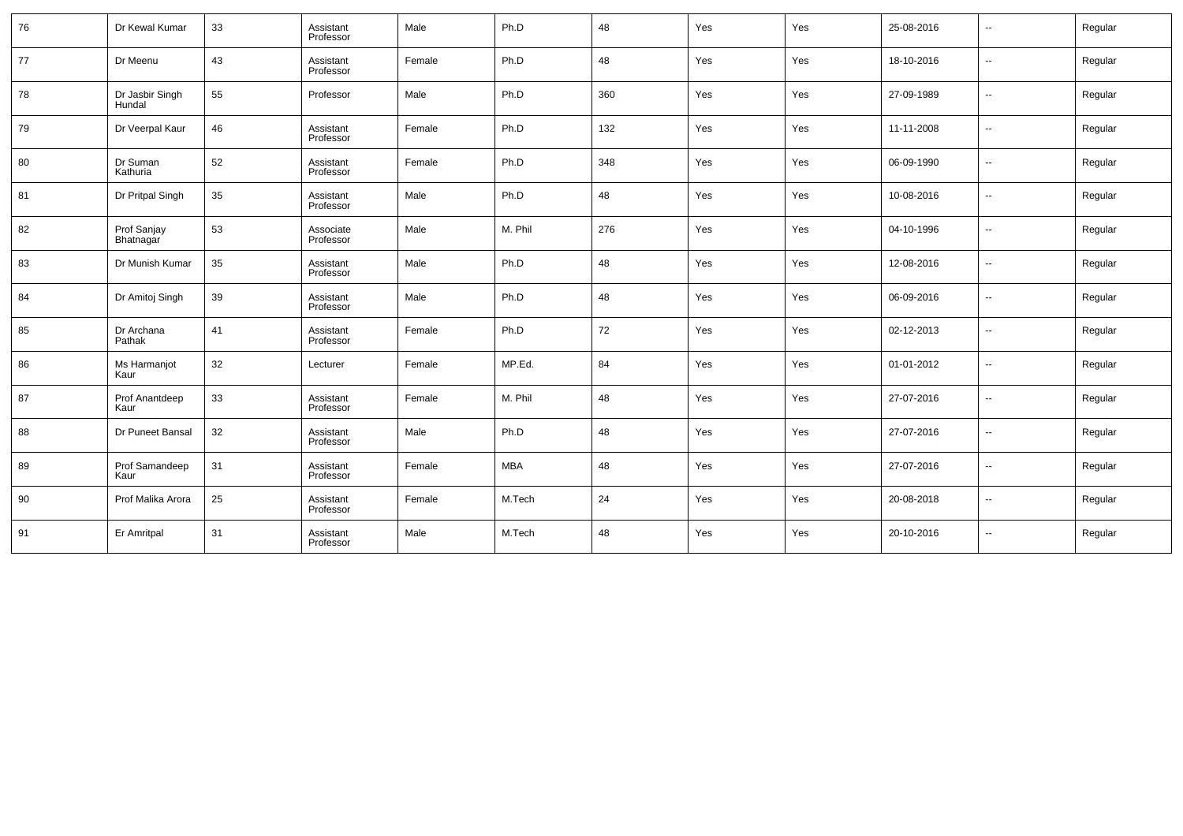| | | | | | | | | | | | |
|---|---|---|---|---|---|---|---|---|---|---|---|
| 76 | Dr Kewal Kumar | 33 | Assistant Professor | Male | Ph.D | 48 | Yes | Yes | 25-08-2016 | -- | Regular |
| 77 | Dr Meenu | 43 | Assistant Professor | Female | Ph.D | 48 | Yes | Yes | 18-10-2016 | -- | Regular |
| 78 | Dr Jasbir Singh Hundal | 55 | Professor | Male | Ph.D | 360 | Yes | Yes | 27-09-1989 | -- | Regular |
| 79 | Dr Veerpal Kaur | 46 | Assistant Professor | Female | Ph.D | 132 | Yes | Yes | 11-11-2008 | -- | Regular |
| 80 | Dr Suman Kathuria | 52 | Assistant Professor | Female | Ph.D | 348 | Yes | Yes | 06-09-1990 | -- | Regular |
| 81 | Dr Pritpal Singh | 35 | Assistant Professor | Male | Ph.D | 48 | Yes | Yes | 10-08-2016 | -- | Regular |
| 82 | Prof Sanjay Bhatnagar | 53 | Associate Professor | Male | M. Phil | 276 | Yes | Yes | 04-10-1996 | -- | Regular |
| 83 | Dr Munish Kumar | 35 | Assistant Professor | Male | Ph.D | 48 | Yes | Yes | 12-08-2016 | -- | Regular |
| 84 | Dr Amitoj Singh | 39 | Assistant Professor | Male | Ph.D | 48 | Yes | Yes | 06-09-2016 | -- | Regular |
| 85 | Dr Archana Pathak | 41 | Assistant Professor | Female | Ph.D | 72 | Yes | Yes | 02-12-2013 | -- | Regular |
| 86 | Ms Harmanjot Kaur | 32 | Lecturer | Female | MP.Ed. | 84 | Yes | Yes | 01-01-2012 | -- | Regular |
| 87 | Prof Anantdeep Kaur | 33 | Assistant Professor | Female | M. Phil | 48 | Yes | Yes | 27-07-2016 | -- | Regular |
| 88 | Dr Puneet Bansal | 32 | Assistant Professor | Male | Ph.D | 48 | Yes | Yes | 27-07-2016 | -- | Regular |
| 89 | Prof Samandeep Kaur | 31 | Assistant Professor | Female | MBA | 48 | Yes | Yes | 27-07-2016 | -- | Regular |
| 90 | Prof Malika Arora | 25 | Assistant Professor | Female | M.Tech | 24 | Yes | Yes | 20-08-2018 | -- | Regular |
| 91 | Er Amritpal | 31 | Assistant Professor | Male | M.Tech | 48 | Yes | Yes | 20-10-2016 | -- | Regular |